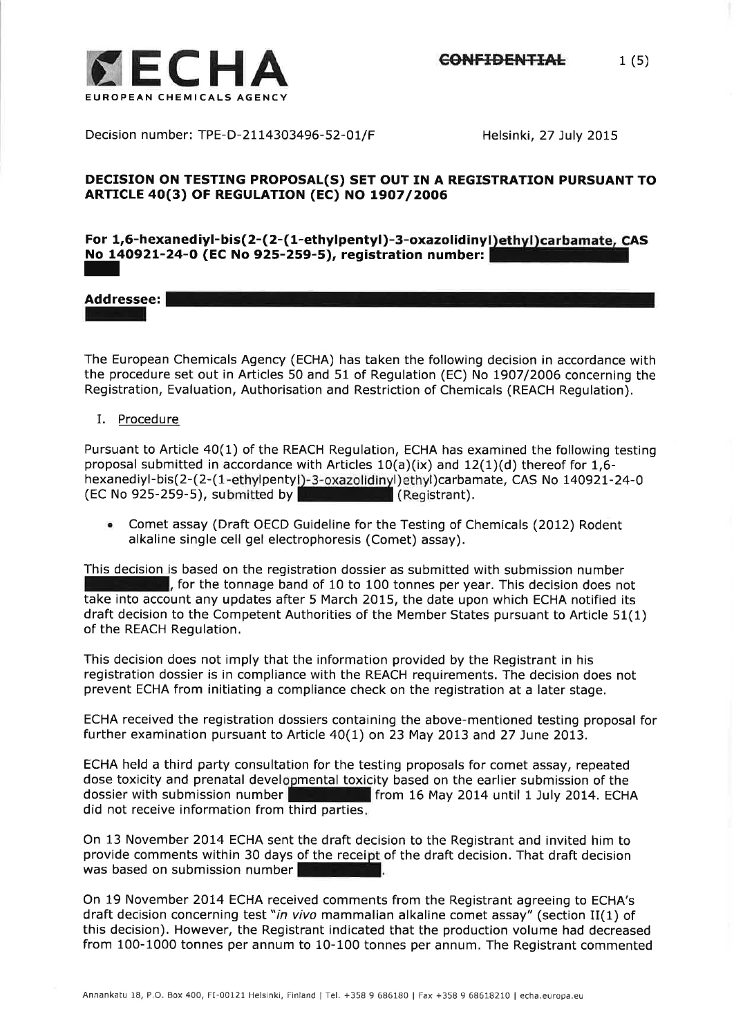ECHA

EUROPEAN CHEMICALS AGENCY

~~CONFIDENTIAL~~

Decision number: TPE-D-2114303496-52-01/F

Helsinki, 27 July 2015

## DECISION ON TESTING PROPOSAL(S) SET OUT IN A REGISTRATION PURSUANT TO ARTICLE 40(3) OF REGULATION (EC) NO 1907/2006

**For 1,6-hexanediyl-bis(2-(2-(1-ethylpentyl)-3-oxazolidinyl)ethyl)carbamate, CAS No 140921-24-0 (EC No 925-259-5), registration number:**

**Addressee:**

The European Chemicals Agency (ECHA) has taken the following decision in accordance with the procedure set out in Articles 50 and 51 of Regulation (EC) No 1907/2006 concerning the Registration, Evaluation, Authorisation and Restriction of Chemicals (REACH Regulation).

I. Procedure

Pursuant to Article 40(1) of the REACH Regulation, ECHA has examined the following testing proposal submitted in accordance with Articles 10(a)(ix) and 12(1)(d) thereof for 1,6-hexanediyl-bis(2-(2-(1-ethylpentyl)-3-oxazolidinyl)ethyl)carbamate, CAS No 140921-24-0 (EC No 925-259-5), submitted by (Registrant).

- Comet assay (Draft OECD Guideline for the Testing of Chemicals (2012) Rodent alkaline single cell gel electrophoresis (Comet) assay).

This decision is based on the registration dossier as submitted with submission number , for the tonnage band of 10 to 100 tonnes per year. This decision does not take into account any updates after 5 March 2015, the date upon which ECHA notified its draft decision to the Competent Authorities of the Member States pursuant to Article 51(1) of the REACH Regulation.

This decision does not imply that the information provided by the Registrant in his registration dossier is in compliance with the REACH requirements. The decision does not prevent ECHA from initiating a compliance check on the registration at a later stage.

ECHA received the registration dossiers containing the above-mentioned testing proposal for further examination pursuant to Article 40(1) on 23 May 2013 and 27 June 2013.

ECHA held a third party consultation for the testing proposals for comet assay, repeated dose toxicity and prenatal developmental toxicity based on the earlier submission of the dossier with submission number from 16 May 2014 until 1 July 2014. ECHA did not receive information from third parties.

On 13 November 2014 ECHA sent the draft decision to the Registrant and invited him to provide comments within 30 days of the receipt of the draft decision. That draft decision was based on submission number .

On 19 November 2014 ECHA received comments from the Registrant agreeing to ECHA's draft decision concerning test "*in vivo* mammalian alkaline comet assay" (section II(1) of this decision). However, the Registrant indicated that the production volume had decreased from 100-1000 tonnes per annum to 10-100 tonnes per annum. The Registrant commented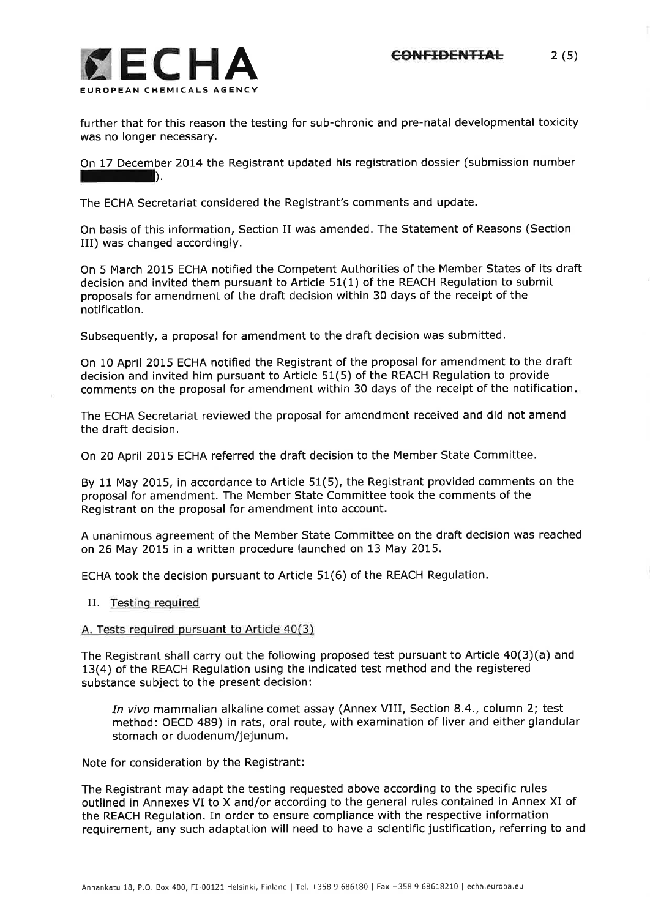further that for this reason the testing for sub-chronic and pre-natal developmental toxicity was no longer necessary.

On 17 December 2014 the Registrant updated his registration dossier (submission number ███████).

The ECHA Secretariat considered the Registrant's comments and update.

On basis of this information, Section II was amended. The Statement of Reasons (Section III) was changed accordingly.

On 5 March 2015 ECHA notified the Competent Authorities of the Member States of its draft decision and invited them pursuant to Article 51(1) of the REACH Regulation to submit proposals for amendment of the draft decision within 30 days of the receipt of the notification.

Subsequently, a proposal for amendment to the draft decision was submitted.

On 10 April 2015 ECHA notified the Registrant of the proposal for amendment to the draft decision and invited him pursuant to Article 51(5) of the REACH Regulation to provide comments on the proposal for amendment within 30 days of the receipt of the notification.

The ECHA Secretariat reviewed the proposal for amendment received and did not amend the draft decision.

On 20 April 2015 ECHA referred the draft decision to the Member State Committee.

By 11 May 2015, in accordance to Article 51(5), the Registrant provided comments on the proposal for amendment. The Member State Committee took the comments of the Registrant on the proposal for amendment into account.

A unanimous agreement of the Member State Committee on the draft decision was reached on 26 May 2015 in a written procedure launched on 13 May 2015.

ECHA took the decision pursuant to Article 51(6) of the REACH Regulation.

## II. Testing required

### A. Tests required pursuant to Article 40(3)

The Registrant shall carry out the following proposed test pursuant to Article 40(3)(a) and 13(4) of the REACH Regulation using the indicated test method and the registered substance subject to the present decision:

> *In vivo* mammalian alkaline comet assay (Annex VIII, Section 8.4., column 2; test method: OECD 489) in rats, oral route, with examination of liver and either glandular stomach or duodenum/jejunum.

Note for consideration by the Registrant:

The Registrant may adapt the testing requested above according to the specific rules outlined in Annexes VI to X and/or according to the general rules contained in Annex XI of the REACH Regulation. In order to ensure compliance with the respective information requirement, any such adaptation will need to have a scientific justification, referring to and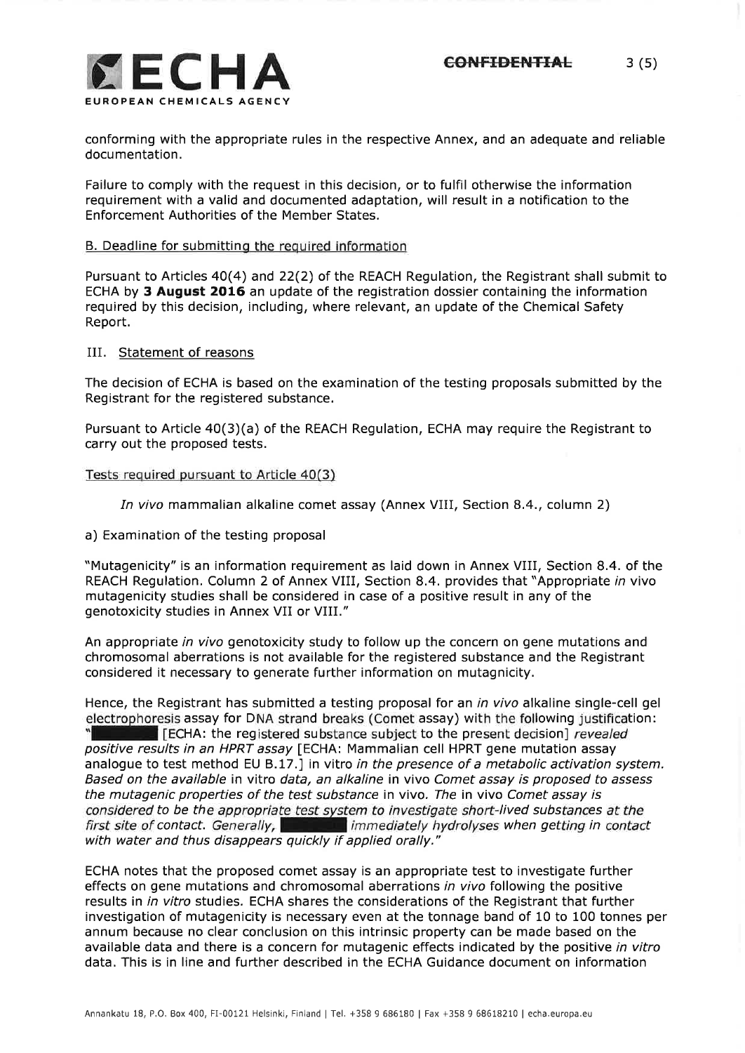conforming with the appropriate rules in the respective Annex, and an adequate and reliable documentation.

Failure to comply with the request in this decision, or to fulfil otherwise the information requirement with a valid and documented adaptation, will result in a notification to the Enforcement Authorities of the Member States.

B. Deadline for submitting the required information

Pursuant to Articles 40(4) and 22(2) of the REACH Regulation, the Registrant shall submit to ECHA by **3 August 2016** an update of the registration dossier containing the information required by this decision, including, where relevant, an update of the Chemical Safety Report.

III. Statement of reasons

The decision of ECHA is based on the examination of the testing proposals submitted by the Registrant for the registered substance.

Pursuant to Article 40(3)(a) of the REACH Regulation, ECHA may require the Registrant to carry out the proposed tests.

Tests required pursuant to Article 40(3)

*In vivo* mammalian alkaline comet assay (Annex VIII, Section 8.4., column 2)

a) Examination of the testing proposal

"Mutagenicity" is an information requirement as laid down in Annex VIII, Section 8.4. of the REACH Regulation. Column 2 of Annex VIII, Section 8.4. provides that "Appropriate *in* vivo mutagenicity studies shall be considered in case of a positive result in any of the genotoxicity studies in Annex VII or VIII."

An appropriate *in vivo* genotoxicity study to follow up the concern on gene mutations and chromosomal aberrations is not available for the registered substance and the Registrant considered it necessary to generate further information on mutagnicity.

Hence, the Registrant has submitted a testing proposal for an *in vivo* alkaline single-cell gel electrophoresis assay for DNA strand breaks (Comet assay) with the following justification: "█████ [ECHA: the registered substance subject to the present decision] *revealed positive results in an HPRT assay* [ECHA: Mammalian cell HPRT gene mutation assay analogue to test method EU B.17.] in vitro *in the presence of a metabolic activation system. Based on the available* in vitro *data, an alkaline* in vivo *Comet assay is proposed to assess the mutagenic properties of the test substance* in vivo. *The* in vivo *Comet assay is considered to be the appropriate test system to investigate short-lived substances at the first site of* contact. *Generally,* █████ *immediately hydrolyses when getting in contact with water and thus disappears quickly if applied orally."*

ECHA notes that the proposed comet assay is an appropriate test to investigate further effects on gene mutations and chromosomal aberrations *in vivo* following the positive results in *in vitro* studies. ECHA shares the considerations of the Registrant that further investigation of mutagenicity is necessary even at the tonnage band of 10 to 100 tonnes per annum because no clear conclusion on this intrinsic property can be made based on the available data and there is a concern for mutagenic effects indicated by the positive *in vitro* data. This is in line and further described in the ECHA Guidance document on information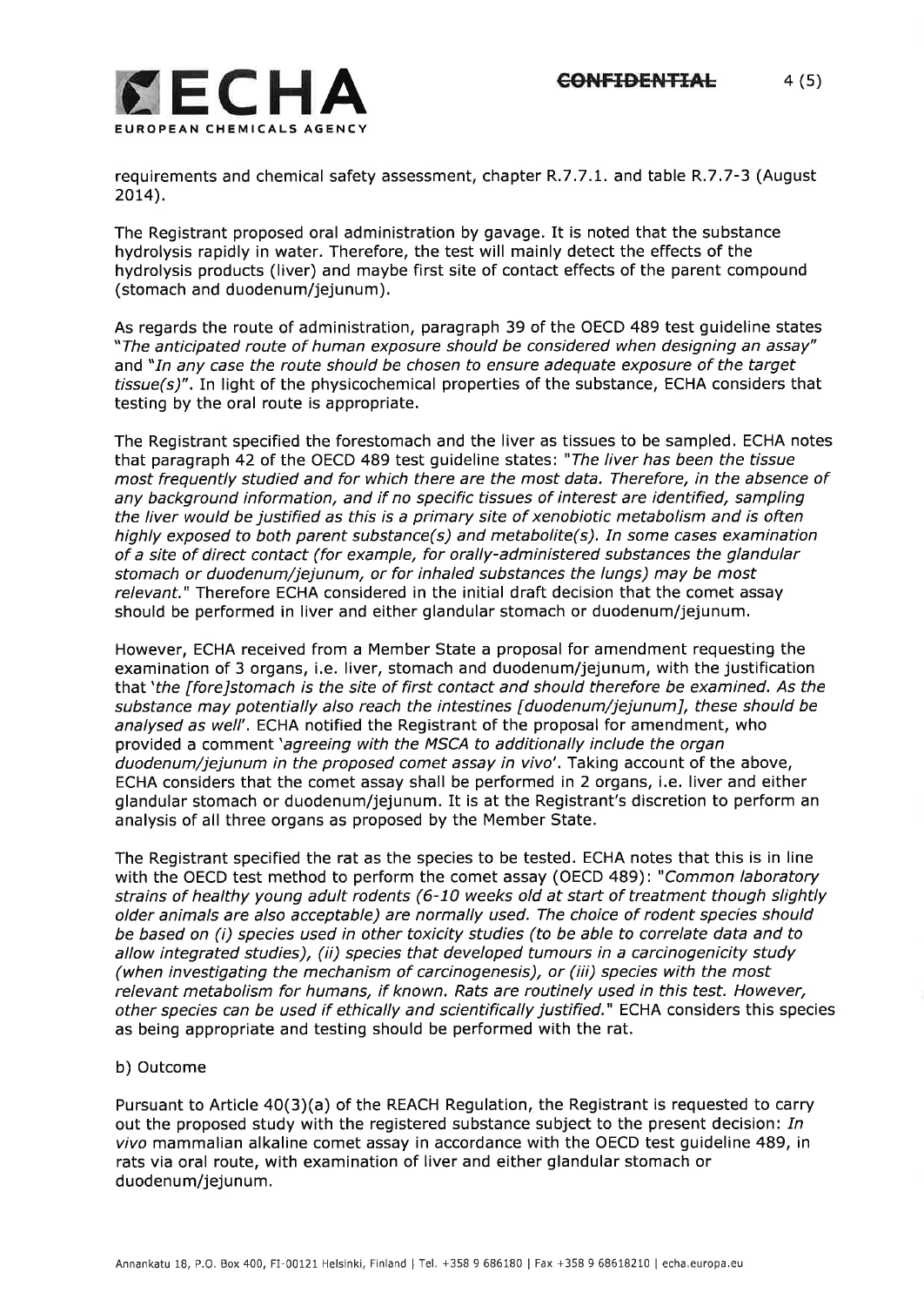requirements and chemical safety assessment, chapter R.7.7.1. and table R.7.7-3 (August 2014).

The Registrant proposed oral administration by gavage. It is noted that the substance hydrolysis rapidly in water. Therefore, the test will mainly detect the effects of the hydrolysis products (liver) and maybe first site of contact effects of the parent compound (stomach and duodenum/jejunum).

As regards the route of administration, paragraph 39 of the OECD 489 test guideline states "*The anticipated route of human exposure should be considered when designing an assay*" and "*In any case the route should be chosen to ensure adequate exposure of the target tissue(s)*". In light of the physicochemical properties of the substance, ECHA considers that testing by the oral route is appropriate.

The Registrant specified the forestomach and the liver as tissues to be sampled. ECHA notes that paragraph 42 of the OECD 489 test guideline states: "*The liver has been the tissue most frequently studied and for which there are the most data. Therefore, in the absence of any background information, and if no specific tissues of interest are identified, sampling the liver would be justified as this is a primary site of xenobiotic metabolism and is often highly exposed to both parent substance(s) and metabolite(s). In some cases examination of a site of direct contact (for example, for orally-administered substances the glandular stomach or duodenum/jejunum, or for inhaled substances the lungs) may be most relevant.*" Therefore ECHA considered in the initial draft decision that the comet assay should be performed in liver and either glandular stomach or duodenum/jejunum.

However, ECHA received from a Member State a proposal for amendment requesting the examination of 3 organs, i.e. liver, stomach and duodenum/jejunum, with the justification that '*the [fore]stomach is the site of first contact and should therefore be examined. As the substance may potentially also reach the intestines [duodenum/jejunum], these should be analysed as well*'. ECHA notified the Registrant of the proposal for amendment, who provided a comment '*agreeing with the MSCA to additionally include the organ duodenum/jejunum in the proposed comet assay in vivo*'. Taking account of the above, ECHA considers that the comet assay shall be performed in 2 organs, i.e. liver and either glandular stomach or duodenum/jejunum. It is at the Registrant's discretion to perform an analysis of all three organs as proposed by the Member State.

The Registrant specified the rat as the species to be tested. ECHA notes that this is in line with the OECD test method to perform the comet assay (OECD 489): "*Common laboratory strains of healthy young adult rodents (6-10 weeks old at start of treatment though slightly older animals are also acceptable) are normally used. The choice of rodent species should be based on (i) species used in other toxicity studies (to be able to correlate data and to allow integrated studies), (ii) species that developed tumours in a carcinogenicity study (when investigating the mechanism of carcinogenesis), or (iii) species with the most relevant metabolism for humans, if known. Rats are routinely used in this test. However, other species can be used if ethically and scientifically justified.*" ECHA considers this species as being appropriate and testing should be performed with the rat.

b) Outcome

Pursuant to Article 40(3)(a) of the REACH Regulation, the Registrant is requested to carry out the proposed study with the registered substance subject to the present decision: *In vivo* mammalian alkaline comet assay in accordance with the OECD test guideline 489, in rats via oral route, with examination of liver and either glandular stomach or duodenum/jejunum.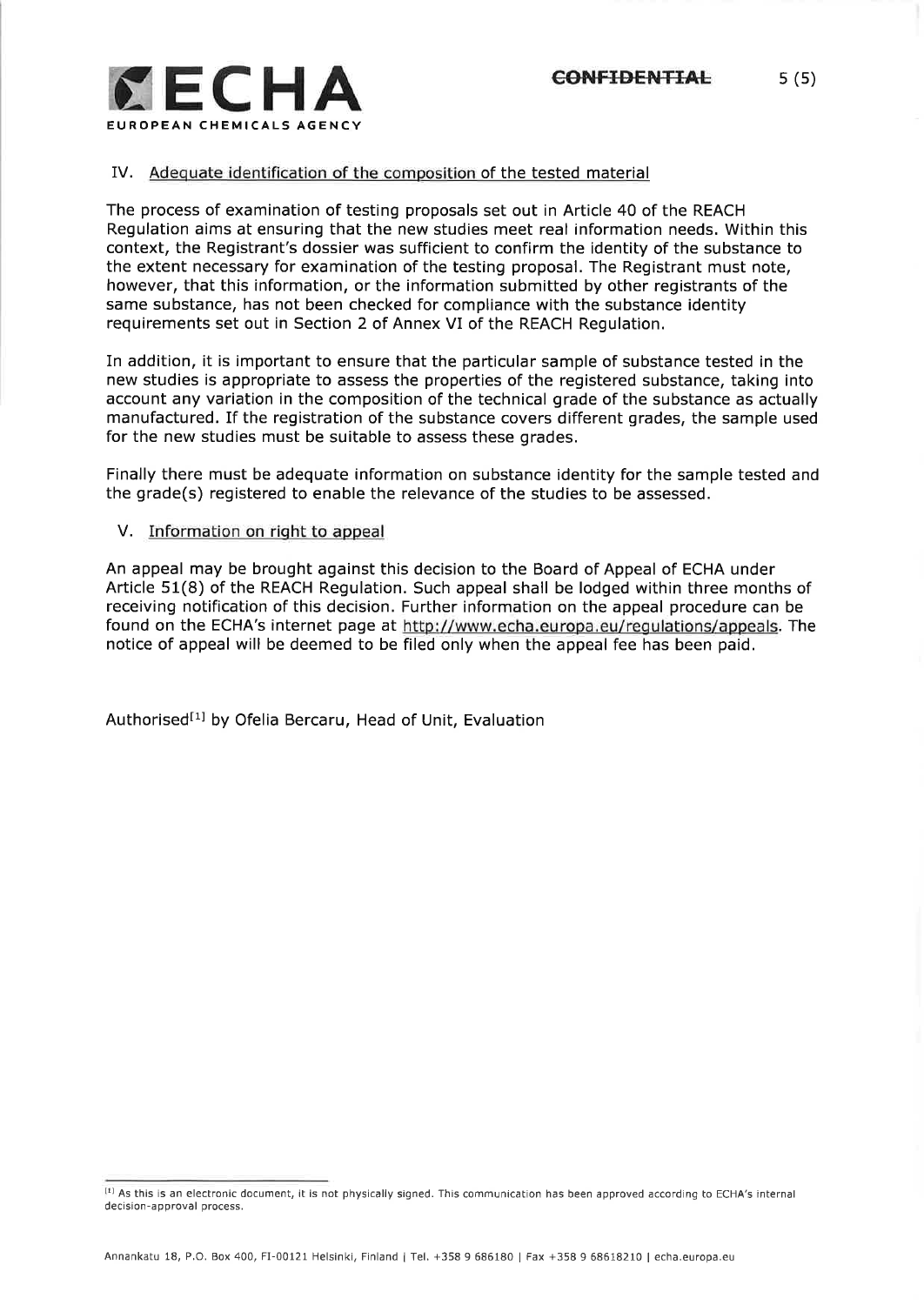## IV. Adequate identification of the composition of the tested material

The process of examination of testing proposals set out in Article 40 of the REACH Regulation aims at ensuring that the new studies meet real information needs. Within this context, the Registrant's dossier was sufficient to confirm the identity of the substance to the extent necessary for examination of the testing proposal. The Registrant must note, however, that this information, or the information submitted by other registrants of the same substance, has not been checked for compliance with the substance identity requirements set out in Section 2 of Annex VI of the REACH Regulation.

In addition, it is important to ensure that the particular sample of substance tested in the new studies is appropriate to assess the properties of the registered substance, taking into account any variation in the composition of the technical grade of the substance as actually manufactured. If the registration of the substance covers different grades, the sample used for the new studies must be suitable to assess these grades.

Finally there must be adequate information on substance identity for the sample tested and the grade(s) registered to enable the relevance of the studies to be assessed.

## V. Information on right to appeal

An appeal may be brought against this decision to the Board of Appeal of ECHA under Article 51(8) of the REACH Regulation. Such appeal shall be lodged within three months of receiving notification of this decision. Further information on the appeal procedure can be found on the ECHA's internet page at http://www.echa.europa.eu/regulations/appeals. The notice of appeal will be deemed to be filed only when the appeal fee has been paid.

Authorised[1] by Ofelia Bercaru, Head of Unit, Evaluation

[1] As this is an electronic document, it is not physically signed. This communication has been approved according to ECHA's internal decision-approval process.